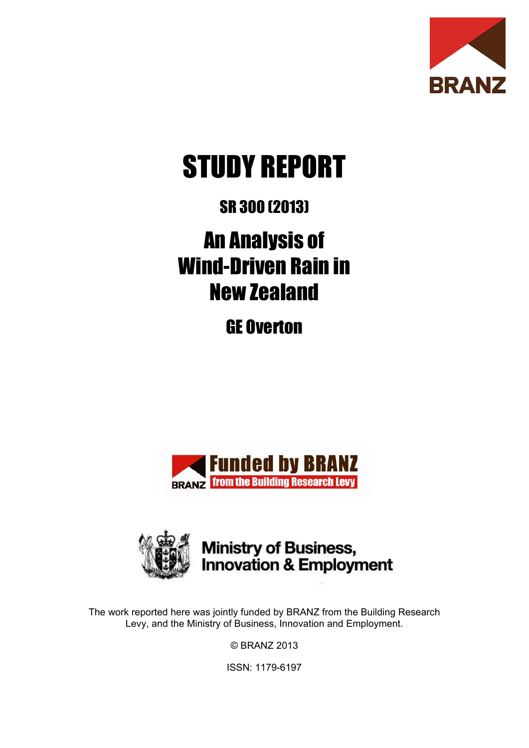BRANZ

# STUDY REPORT

## SR 300 (2013)

# An Analysis of Wind-Driven Rain in New Zealand

## GE Overton

Funded by BRANZ from the Building Research Levy

Ministry of Business, Innovation & Employment

The work reported here was jointly funded by BRANZ from the Building Research Levy, and the Ministry of Business, Innovation and Employment.

© BRANZ 2013

ISSN: 1179-6197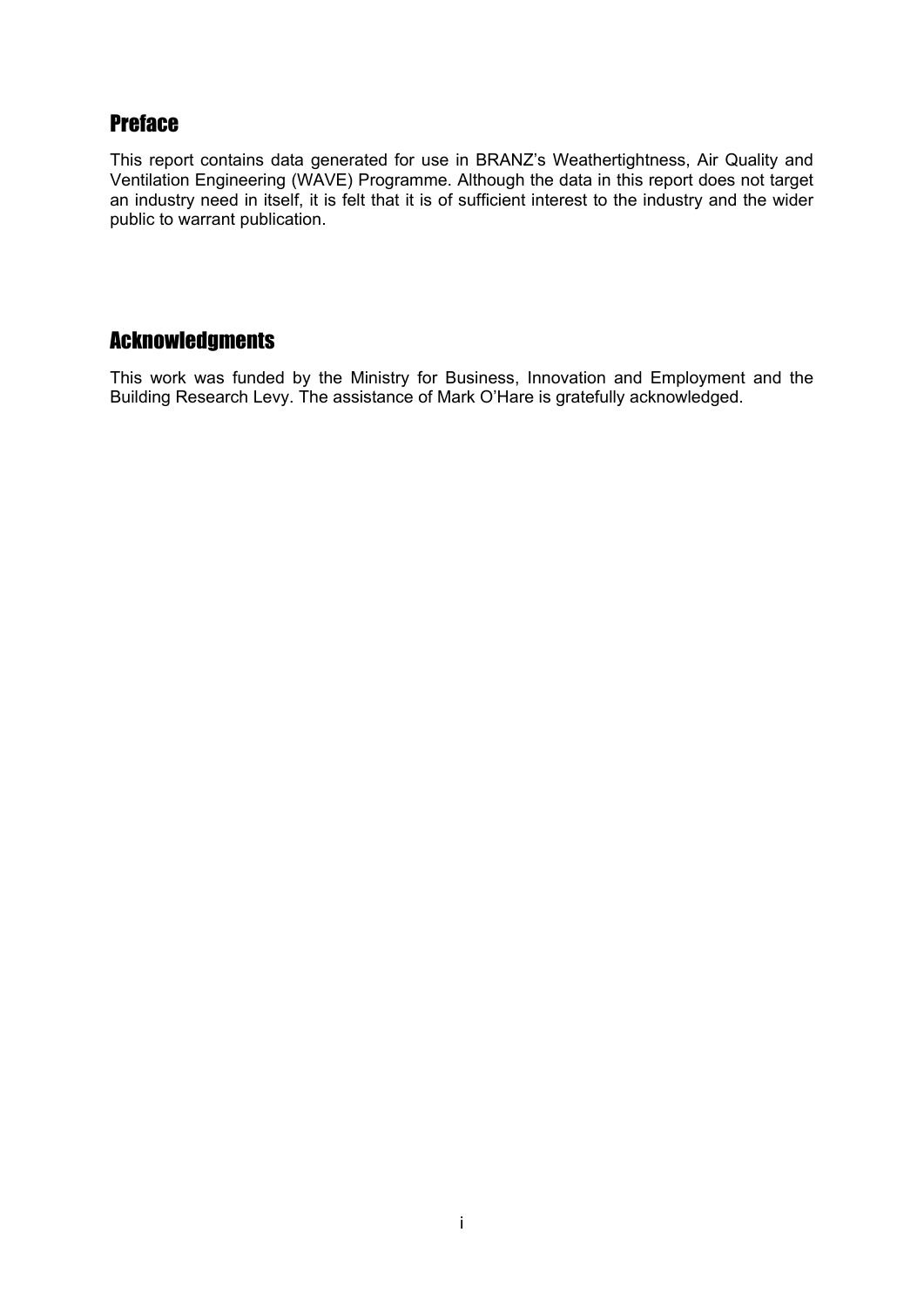## Preface

This report contains data generated for use in BRANZ's Weathertightness, Air Quality and Ventilation Engineering (WAVE) Programme. Although the data in this report does not target an industry need in itself, it is felt that it is of sufficient interest to the industry and the wider public to warrant publication.

## Acknowledgments

This work was funded by the Ministry for Business, Innovation and Employment and the Building Research Levy. The assistance of Mark O'Hare is gratefully acknowledged.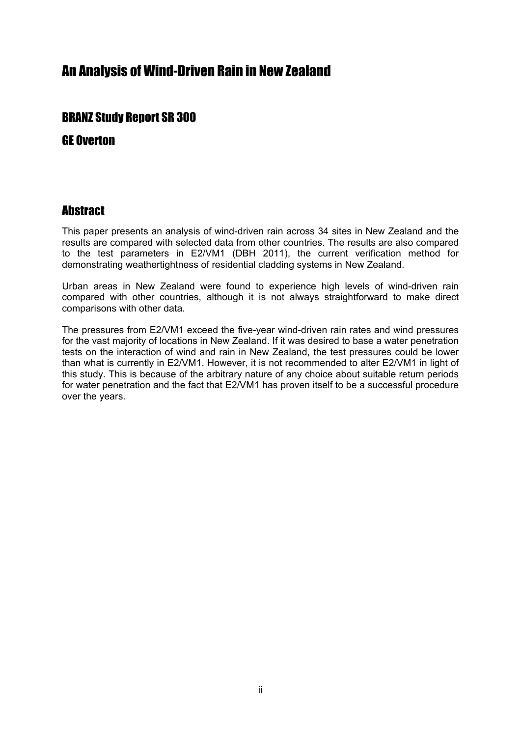# An Analysis of Wind-Driven Rain in New Zealand

## BRANZ Study Report SR 300

## GE Overton

## Abstract

This paper presents an analysis of wind-driven rain across 34 sites in New Zealand and the results are compared with selected data from other countries. The results are also compared to the test parameters in E2/VM1 (DBH 2011), the current verification method for demonstrating weathertightness of residential cladding systems in New Zealand.

Urban areas in New Zealand were found to experience high levels of wind-driven rain compared with other countries, although it is not always straightforward to make direct comparisons with other data.

The pressures from E2/VM1 exceed the five-year wind-driven rain rates and wind pressures for the vast majority of locations in New Zealand. If it was desired to base a water penetration tests on the interaction of wind and rain in New Zealand, the test pressures could be lower than what is currently in E2/VM1. However, it is not recommended to alter E2/VM1 in light of this study. This is because of the arbitrary nature of any choice about suitable return periods for water penetration and the fact that E2/VM1 has proven itself to be a successful procedure over the years.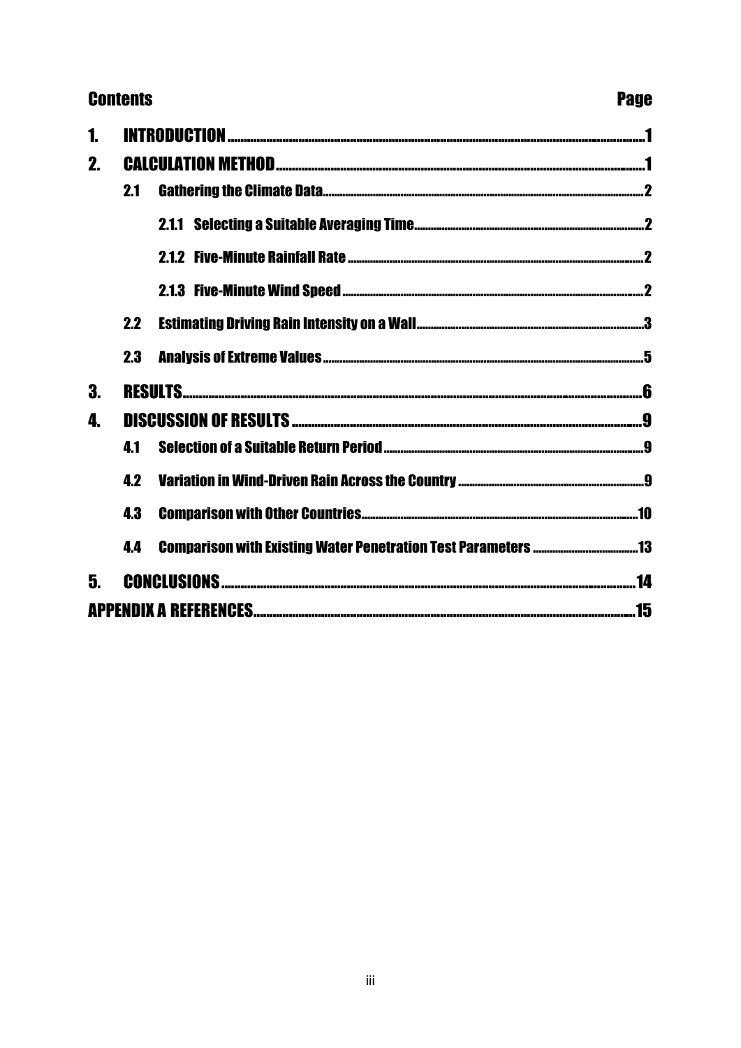**Contents** **Page**

| | | |
|---|---|---|
| **1.** | **INTRODUCTION** | **1** |
| **2.** | **CALCULATION METHOD** | **1** |
| | **2.1 Gathering the Climate Data** | **2** |
| | **2.1.1 Selecting a Suitable Averaging Time** | **2** |
| | **2.1.2 Five-Minute Rainfall Rate** | **2** |
| | **2.1.3 Five-Minute Wind Speed** | **2** |
| | **2.2 Estimating Driving Rain Intensity on a Wall** | **3** |
| | **2.3 Analysis of Extreme Values** | **5** |
| **3.** | **RESULTS** | **6** |
| **4.** | **DISCUSSION OF RESULTS** | **9** |
| | **4.1 Selection of a Suitable Return Period** | **9** |
| | **4.2 Variation in Wind-Driven Rain Across the Country** | **9** |
| | **4.3 Comparison with Other Countries** | **10** |
| | **4.4 Comparison with Existing Water Penetration Test Parameters** | **13** |
| **5.** | **CONCLUSIONS** | **14** |
| | **APPENDIX A REFERENCES** | **15** |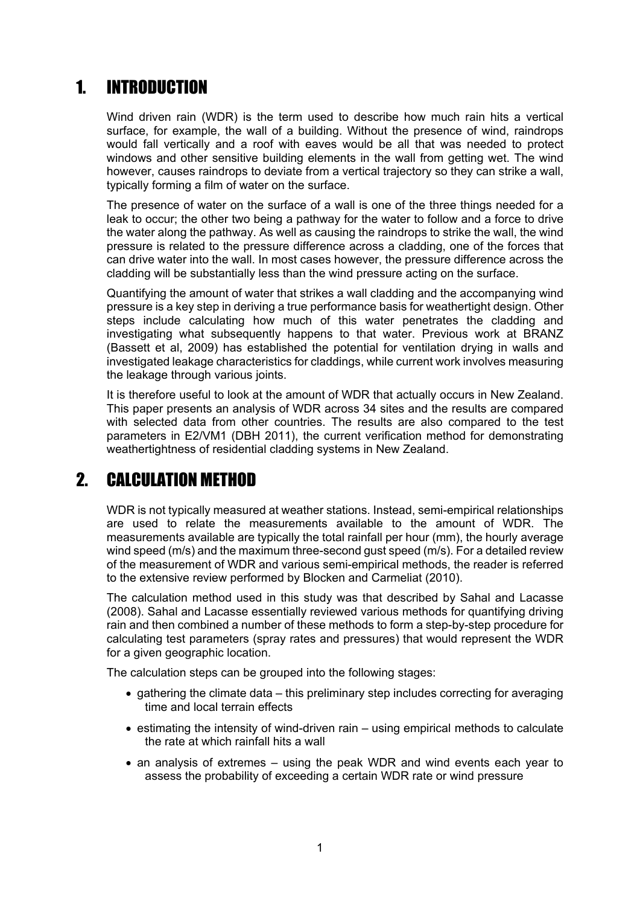# 1. INTRODUCTION

Wind driven rain (WDR) is the term used to describe how much rain hits a vertical surface, for example, the wall of a building. Without the presence of wind, raindrops would fall vertically and a roof with eaves would be all that was needed to protect windows and other sensitive building elements in the wall from getting wet. The wind however, causes raindrops to deviate from a vertical trajectory so they can strike a wall, typically forming a film of water on the surface.

The presence of water on the surface of a wall is one of the three things needed for a leak to occur; the other two being a pathway for the water to follow and a force to drive the water along the pathway. As well as causing the raindrops to strike the wall, the wind pressure is related to the pressure difference across a cladding, one of the forces that can drive water into the wall. In most cases however, the pressure difference across the cladding will be substantially less than the wind pressure acting on the surface.

Quantifying the amount of water that strikes a wall cladding and the accompanying wind pressure is a key step in deriving a true performance basis for weathertight design. Other steps include calculating how much of this water penetrates the cladding and investigating what subsequently happens to that water. Previous work at BRANZ (Bassett et al, 2009) has established the potential for ventilation drying in walls and investigated leakage characteristics for claddings, while current work involves measuring the leakage through various joints.

It is therefore useful to look at the amount of WDR that actually occurs in New Zealand. This paper presents an analysis of WDR across 34 sites and the results are compared with selected data from other countries. The results are also compared to the test parameters in E2/VM1 (DBH 2011), the current verification method for demonstrating weathertightness of residential cladding systems in New Zealand.

# 2. CALCULATION METHOD

WDR is not typically measured at weather stations. Instead, semi-empirical relationships are used to relate the measurements available to the amount of WDR. The measurements available are typically the total rainfall per hour (mm), the hourly average wind speed (m/s) and the maximum three-second gust speed (m/s). For a detailed review of the measurement of WDR and various semi-empirical methods, the reader is referred to the extensive review performed by Blocken and Carmeliat (2010).

The calculation method used in this study was that described by Sahal and Lacasse (2008). Sahal and Lacasse essentially reviewed various methods for quantifying driving rain and then combined a number of these methods to form a step-by-step procedure for calculating test parameters (spray rates and pressures) that would represent the WDR for a given geographic location.

The calculation steps can be grouped into the following stages:

- gathering the climate data – this preliminary step includes correcting for averaging time and local terrain effects
- estimating the intensity of wind-driven rain – using empirical methods to calculate the rate at which rainfall hits a wall
- an analysis of extremes – using the peak WDR and wind events each year to assess the probability of exceeding a certain WDR rate or wind pressure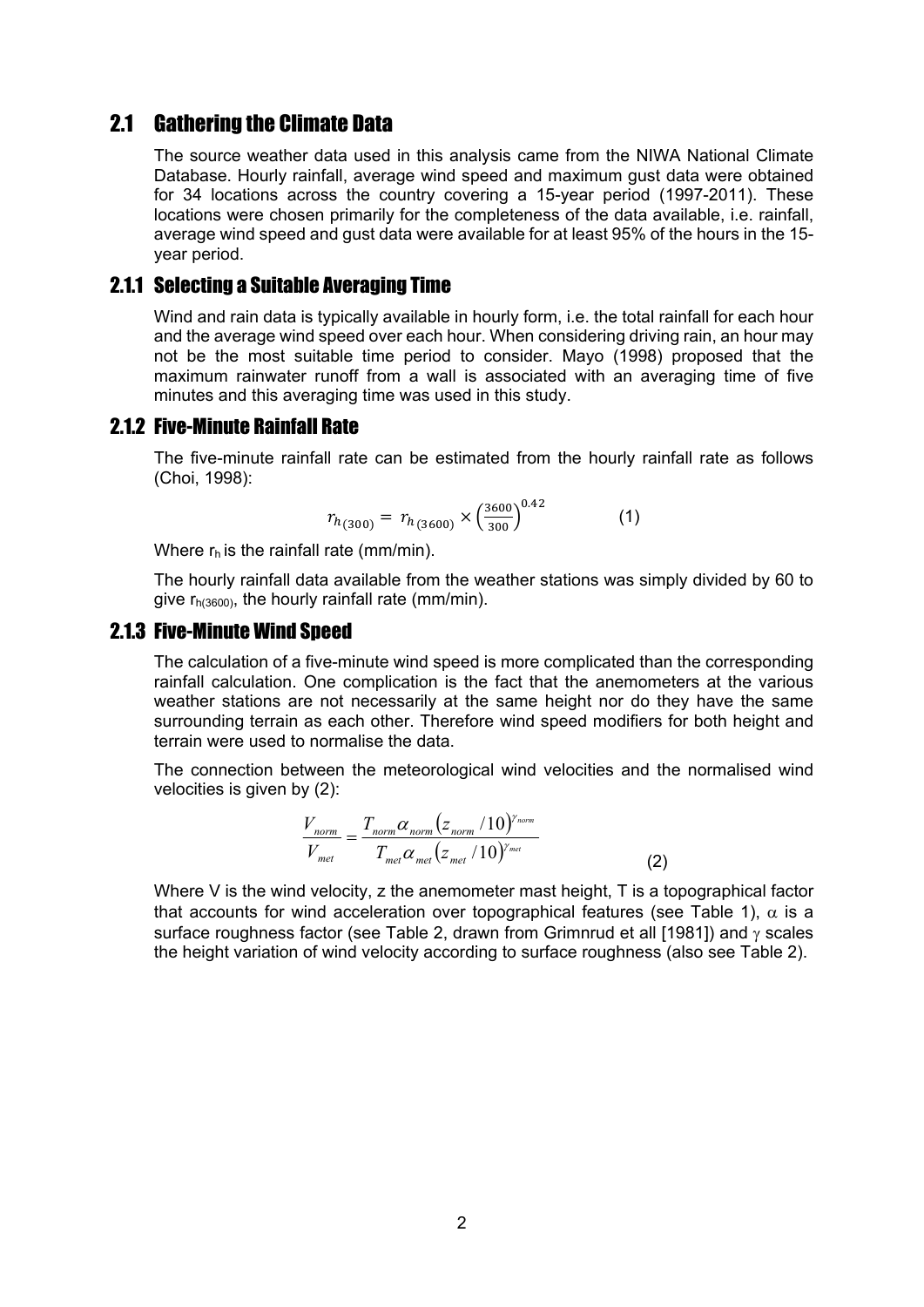## 2.1 Gathering the Climate Data

The source weather data used in this analysis came from the NIWA National Climate Database. Hourly rainfall, average wind speed and maximum gust data were obtained for 34 locations across the country covering a 15-year period (1997-2011). These locations were chosen primarily for the completeness of the data available, i.e. rainfall, average wind speed and gust data were available for at least 95% of the hours in the 15-year period.

### 2.1.1 Selecting a Suitable Averaging Time

Wind and rain data is typically available in hourly form, i.e. the total rainfall for each hour and the average wind speed over each hour. When considering driving rain, an hour may not be the most suitable time period to consider. Mayo (1998) proposed that the maximum rainwater runoff from a wall is associated with an averaging time of five minutes and this averaging time was used in this study.

### 2.1.2 Five-Minute Rainfall Rate

The five-minute rainfall rate can be estimated from the hourly rainfall rate as follows (Choi, 1998):

$$r_{h(300)} = r_{h(3600)} \times \left(\frac{3600}{300}\right)^{0.42} \qquad (1)$$

Where $r_h$ is the rainfall rate (mm/min).

The hourly rainfall data available from the weather stations was simply divided by 60 to give $r_{h(3600)}$, the hourly rainfall rate (mm/min).

### 2.1.3 Five-Minute Wind Speed

The calculation of a five-minute wind speed is more complicated than the corresponding rainfall calculation. One complication is the fact that the anemometers at the various weather stations are not necessarily at the same height nor do they have the same surrounding terrain as each other. Therefore wind speed modifiers for both height and terrain were used to normalise the data.

The connection between the meteorological wind velocities and the normalised wind velocities is given by (2):

$$\frac{V_{norm}}{V_{met}} = \frac{T_{norm}\alpha_{norm}\left(z_{norm}/10\right)^{\gamma_{norm}}}{T_{met}\alpha_{met}\left(z_{met}/10\right)^{\gamma_{met}}} \qquad (2)$$

Where V is the wind velocity, z the anemometer mast height, T is a topographical factor that accounts for wind acceleration over topographical features (see Table 1), $\alpha$ is a surface roughness factor (see Table 2, drawn from Grimnrud et all [1981]) and $\gamma$ scales the height variation of wind velocity according to surface roughness (also see Table 2).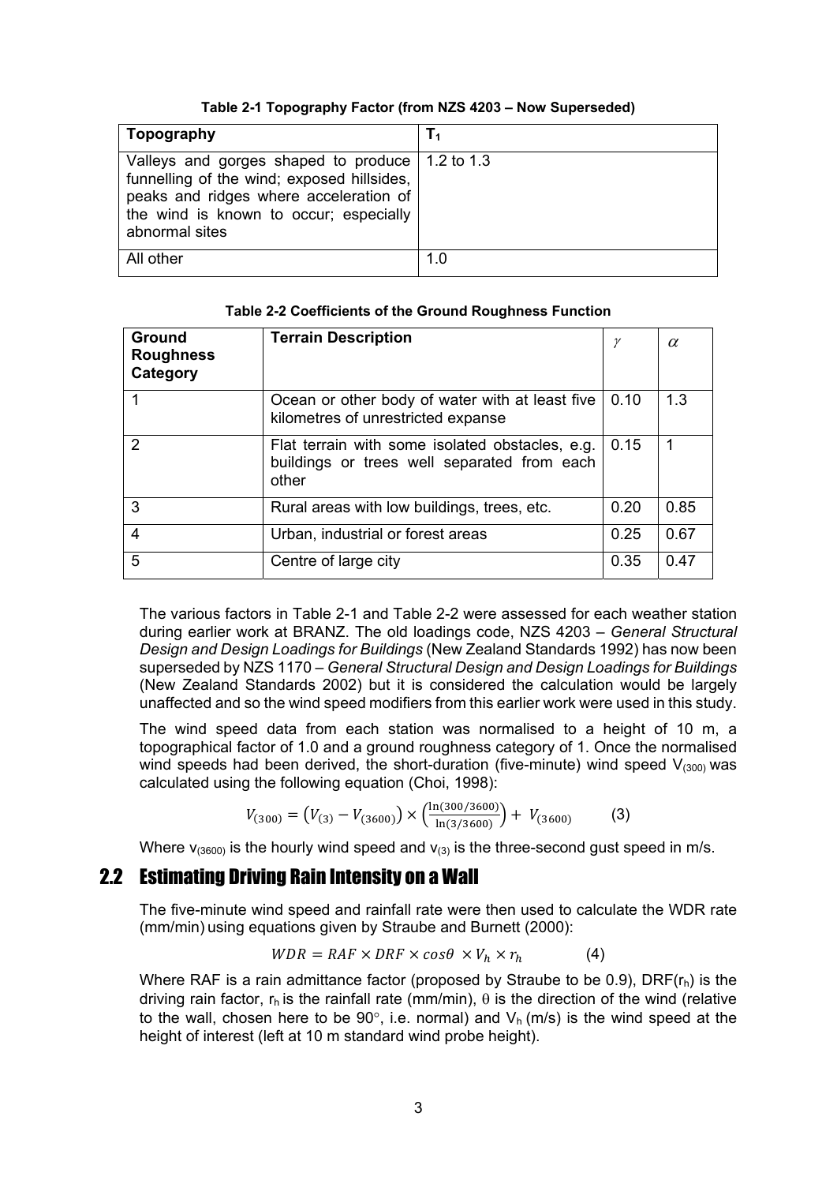**Table 2-1 Topography Factor (from NZS 4203 – Now Superseded)**

| Topography | $T_1$ |
|---|---|
| Valleys and gorges shaped to produce funnelling of the wind; exposed hillsides, peaks and ridges where acceleration of the wind is known to occur; especially abnormal sites | 1.2 to 1.3 |
| All other | 1.0 |

**Table 2-2 Coefficients of the Ground Roughness Function**

| Ground Roughness Category | Terrain Description | $\gamma$ | $\alpha$ |
|---|---|---|---|
| 1 | Ocean or other body of water with at least five kilometres of unrestricted expanse | 0.10 | 1.3 |
| 2 | Flat terrain with some isolated obstacles, e.g. buildings or trees well separated from each other | 0.15 | 1 |
| 3 | Rural areas with low buildings, trees, etc. | 0.20 | 0.85 |
| 4 | Urban, industrial or forest areas | 0.25 | 0.67 |
| 5 | Centre of large city | 0.35 | 0.47 |

The various factors in Table 2-1 and Table 2-2 were assessed for each weather station during earlier work at BRANZ. The old loadings code, NZS 4203 – *General Structural Design and Design Loadings for Buildings* (New Zealand Standards 1992) has now been superseded by NZS 1170 – *General Structural Design and Design Loadings for Buildings* (New Zealand Standards 2002) but it is considered the calculation would be largely unaffected and so the wind speed modifiers from this earlier work were used in this study.

The wind speed data from each station was normalised to a height of 10 m, a topographical factor of 1.0 and a ground roughness category of 1. Once the normalised wind speeds had been derived, the short-duration (five-minute) wind speed $V_{(300)}$ was calculated using the following equation (Choi, 1998):

$$V_{(300)} = \left(V_{(3)} - V_{(3600)}\right) \times \left(\frac{\ln(300/3600)}{\ln(3/3600)}\right) + V_{(3600)} \qquad (3)$$

Where $v_{(3600)}$ is the hourly wind speed and $v_{(3)}$ is the three-second gust speed in m/s.

## 2.2 Estimating Driving Rain Intensity on a Wall

The five-minute wind speed and rainfall rate were then used to calculate the WDR rate (mm/min) using equations given by Straube and Burnett (2000):

$$WDR = RAF \times DRF \times \cos\theta \times V_h \times r_h \qquad (4)$$

Where RAF is a rain admittance factor (proposed by Straube to be 0.9), $DRF(r_h)$ is the driving rain factor, $r_h$ is the rainfall rate (mm/min), $\theta$ is the direction of the wind (relative to the wall, chosen here to be 90°, i.e. normal) and $V_h$ (m/s) is the wind speed at the height of interest (left at 10 m standard wind probe height).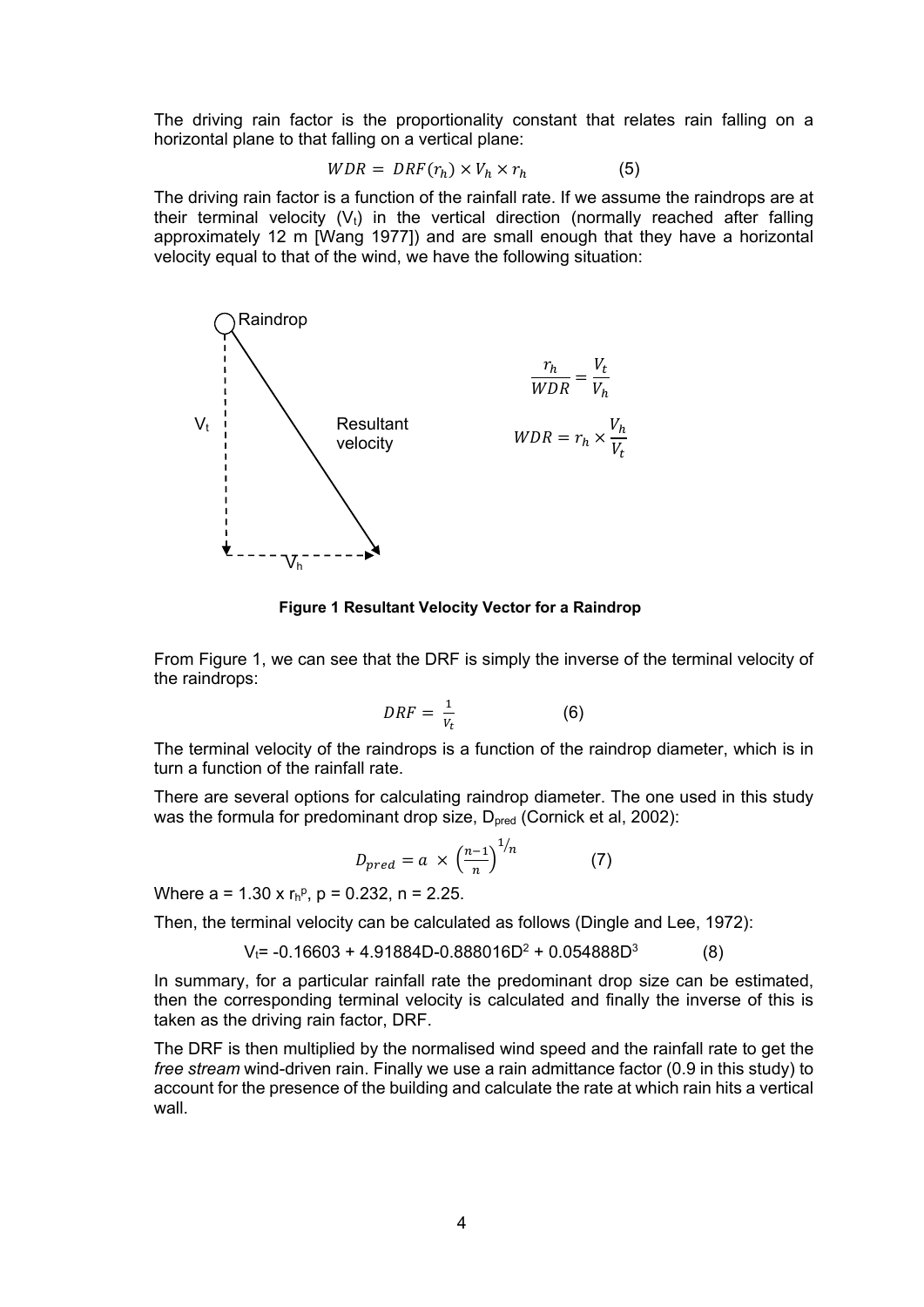The driving rain factor is the proportionality constant that relates rain falling on a horizontal plane to that falling on a vertical plane:

$$WDR = DRF(r_h) \times V_h \times r_h \qquad (5)$$

The driving rain factor is a function of the rainfall rate. If we assume the raindrops are at their terminal velocity ($V_t$) in the vertical direction (normally reached after falling approximately 12 m [Wang 1977]) and are small enough that they have a horizontal velocity equal to that of the wind, we have the following situation:

Raindrop

$V_t$

Resultant velocity

$V_h$

$$\frac{r_h}{WDR} = \frac{V_t}{V_h}$$

$$WDR = r_h \times \frac{V_h}{V_t}$$

**Figure 1 Resultant Velocity Vector for a Raindrop**

From Figure 1, we can see that the DRF is simply the inverse of the terminal velocity of the raindrops:

$$DRF = \frac{1}{V_t} \qquad (6)$$

The terminal velocity of the raindrops is a function of the raindrop diameter, which is in turn a function of the rainfall rate.

There are several options for calculating raindrop diameter. The one used in this study was the formula for predominant drop size, $D_{pred}$ (Cornick et al, 2002):

$$D_{pred} = a \times \left(\frac{n-1}{n}\right)^{1/n} \qquad (7)$$

Where a = 1.30 x $r_h^p$, p = 0.232, n = 2.25.

Then, the terminal velocity can be calculated as follows (Dingle and Lee, 1972):

$$V_t = -0.16603 + 4.91884D - 0.888016D^2 + 0.054888D^3 \qquad (8)$$

In summary, for a particular rainfall rate the predominant drop size can be estimated, then the corresponding terminal velocity is calculated and finally the inverse of this is taken as the driving rain factor, DRF.

The DRF is then multiplied by the normalised wind speed and the rainfall rate to get the *free stream* wind-driven rain. Finally we use a rain admittance factor (0.9 in this study) to account for the presence of the building and calculate the rate at which rain hits a vertical wall.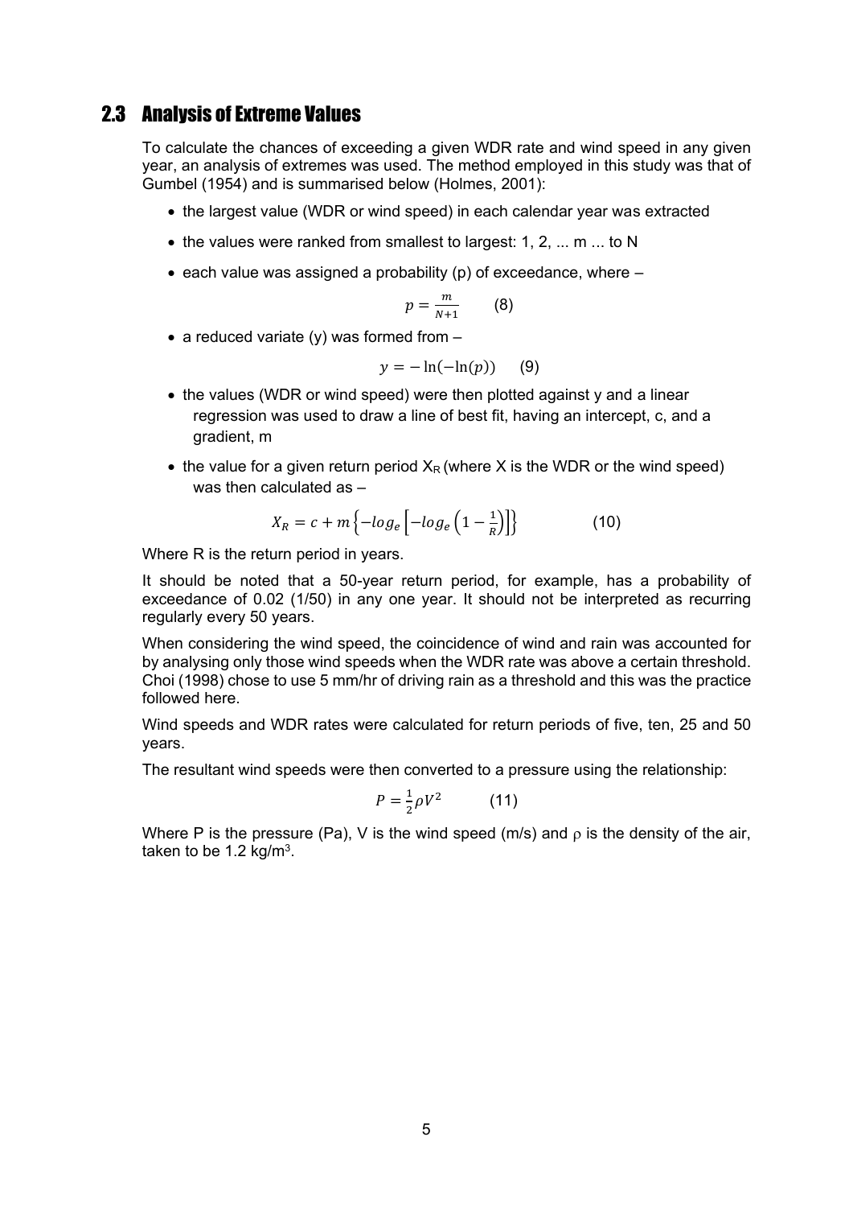## 2.3 Analysis of Extreme Values

To calculate the chances of exceeding a given WDR rate and wind speed in any given year, an analysis of extremes was used. The method employed in this study was that of Gumbel (1954) and is summarised below (Holmes, 2001):

- the largest value (WDR or wind speed) in each calendar year was extracted
- the values were ranked from smallest to largest: 1, 2, ... m ... to N
- each value was assigned a probability (p) of exceedance, where –

$$p = \frac{m}{N+1} \qquad (8)$$

- a reduced variate (y) was formed from –

$$y = -\ln(-\ln(p)) \qquad (9)$$

- the values (WDR or wind speed) were then plotted against y and a linear regression was used to draw a line of best fit, having an intercept, c, and a gradient, m
- the value for a given return period $X_R$ (where X is the WDR or the wind speed) was then calculated as –

$$X_R = c + m\left\{-log_e\left[-log_e\left(1 - \frac{1}{R}\right)\right]\right\} \qquad (10)$$

Where R is the return period in years.

It should be noted that a 50-year return period, for example, has a probability of exceedance of 0.02 (1/50) in any one year. It should not be interpreted as recurring regularly every 50 years.

When considering the wind speed, the coincidence of wind and rain was accounted for by analysing only those wind speeds when the WDR rate was above a certain threshold. Choi (1998) chose to use 5 mm/hr of driving rain as a threshold and this was the practice followed here.

Wind speeds and WDR rates were calculated for return periods of five, ten, 25 and 50 years.

The resultant wind speeds were then converted to a pressure using the relationship:

$$P = \frac{1}{2}\rho V^2 \qquad (11)$$

Where P is the pressure (Pa), V is the wind speed (m/s) and $\rho$ is the density of the air, taken to be 1.2 kg/m$^3$.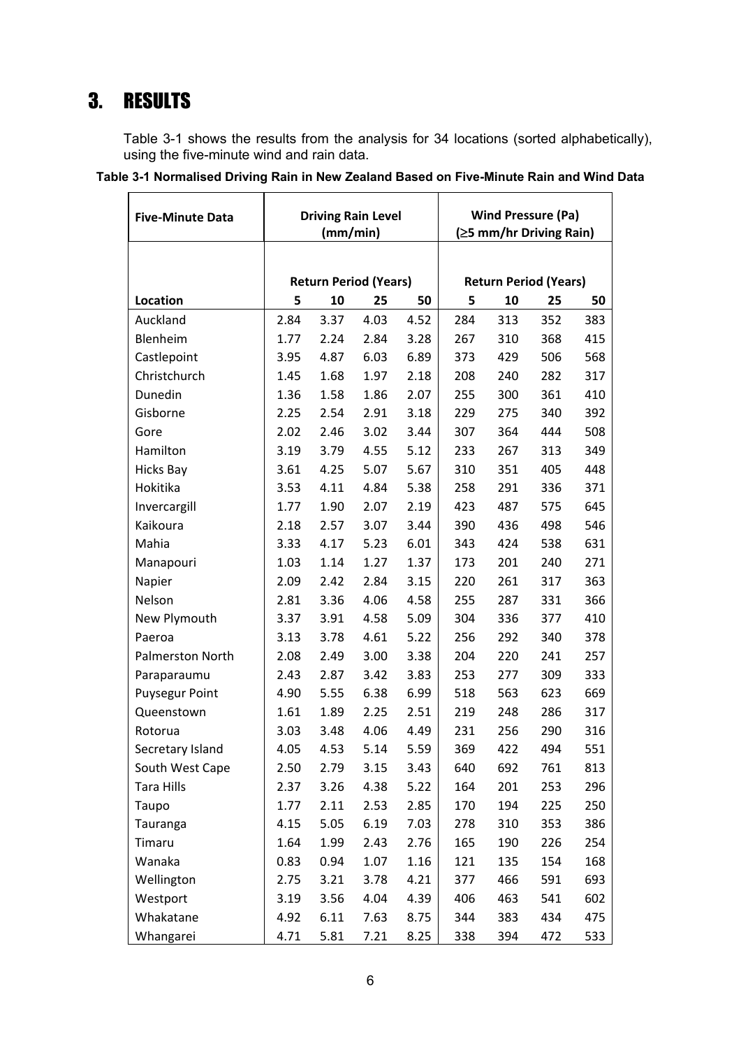# 3. RESULTS

Table 3-1 shows the results from the analysis for 34 locations (sorted alphabetically), using the five-minute wind and rain data.

**Table 3-1 Normalised Driving Rain in New Zealand Based on Five-Minute Rain and Wind Data**

| Five-Minute Data | Driving Rain Level (mm/min) | | | | Wind Pressure (Pa) (≥5 mm/hr Driving Rain) | | | |
|---|---|---|---|---|---|---|---|---|
| | Return Period (Years) | | | | Return Period (Years) | | | |
| Location | 5 | 10 | 25 | 50 | 5 | 10 | 25 | 50 |
| Auckland | 2.84 | 3.37 | 4.03 | 4.52 | 284 | 313 | 352 | 383 |
| Blenheim | 1.77 | 2.24 | 2.84 | 3.28 | 267 | 310 | 368 | 415 |
| Castlepoint | 3.95 | 4.87 | 6.03 | 6.89 | 373 | 429 | 506 | 568 |
| Christchurch | 1.45 | 1.68 | 1.97 | 2.18 | 208 | 240 | 282 | 317 |
| Dunedin | 1.36 | 1.58 | 1.86 | 2.07 | 255 | 300 | 361 | 410 |
| Gisborne | 2.25 | 2.54 | 2.91 | 3.18 | 229 | 275 | 340 | 392 |
| Gore | 2.02 | 2.46 | 3.02 | 3.44 | 307 | 364 | 444 | 508 |
| Hamilton | 3.19 | 3.79 | 4.55 | 5.12 | 233 | 267 | 313 | 349 |
| Hicks Bay | 3.61 | 4.25 | 5.07 | 5.67 | 310 | 351 | 405 | 448 |
| Hokitika | 3.53 | 4.11 | 4.84 | 5.38 | 258 | 291 | 336 | 371 |
| Invercargill | 1.77 | 1.90 | 2.07 | 2.19 | 423 | 487 | 575 | 645 |
| Kaikoura | 2.18 | 2.57 | 3.07 | 3.44 | 390 | 436 | 498 | 546 |
| Mahia | 3.33 | 4.17 | 5.23 | 6.01 | 343 | 424 | 538 | 631 |
| Manapouri | 1.03 | 1.14 | 1.27 | 1.37 | 173 | 201 | 240 | 271 |
| Napier | 2.09 | 2.42 | 2.84 | 3.15 | 220 | 261 | 317 | 363 |
| Nelson | 2.81 | 3.36 | 4.06 | 4.58 | 255 | 287 | 331 | 366 |
| New Plymouth | 3.37 | 3.91 | 4.58 | 5.09 | 304 | 336 | 377 | 410 |
| Paeroa | 3.13 | 3.78 | 4.61 | 5.22 | 256 | 292 | 340 | 378 |
| Palmerston North | 2.08 | 2.49 | 3.00 | 3.38 | 204 | 220 | 241 | 257 |
| Paraparaumu | 2.43 | 2.87 | 3.42 | 3.83 | 253 | 277 | 309 | 333 |
| Puysegur Point | 4.90 | 5.55 | 6.38 | 6.99 | 518 | 563 | 623 | 669 |
| Queenstown | 1.61 | 1.89 | 2.25 | 2.51 | 219 | 248 | 286 | 317 |
| Rotorua | 3.03 | 3.48 | 4.06 | 4.49 | 231 | 256 | 290 | 316 |
| Secretary Island | 4.05 | 4.53 | 5.14 | 5.59 | 369 | 422 | 494 | 551 |
| South West Cape | 2.50 | 2.79 | 3.15 | 3.43 | 640 | 692 | 761 | 813 |
| Tara Hills | 2.37 | 3.26 | 4.38 | 5.22 | 164 | 201 | 253 | 296 |
| Taupo | 1.77 | 2.11 | 2.53 | 2.85 | 170 | 194 | 225 | 250 |
| Tauranga | 4.15 | 5.05 | 6.19 | 7.03 | 278 | 310 | 353 | 386 |
| Timaru | 1.64 | 1.99 | 2.43 | 2.76 | 165 | 190 | 226 | 254 |
| Wanaka | 0.83 | 0.94 | 1.07 | 1.16 | 121 | 135 | 154 | 168 |
| Wellington | 2.75 | 3.21 | 3.78 | 4.21 | 377 | 466 | 591 | 693 |
| Westport | 3.19 | 3.56 | 4.04 | 4.39 | 406 | 463 | 541 | 602 |
| Whakatane | 4.92 | 6.11 | 7.63 | 8.75 | 344 | 383 | 434 | 475 |
| Whangarei | 4.71 | 5.81 | 7.21 | 8.25 | 338 | 394 | 472 | 533 |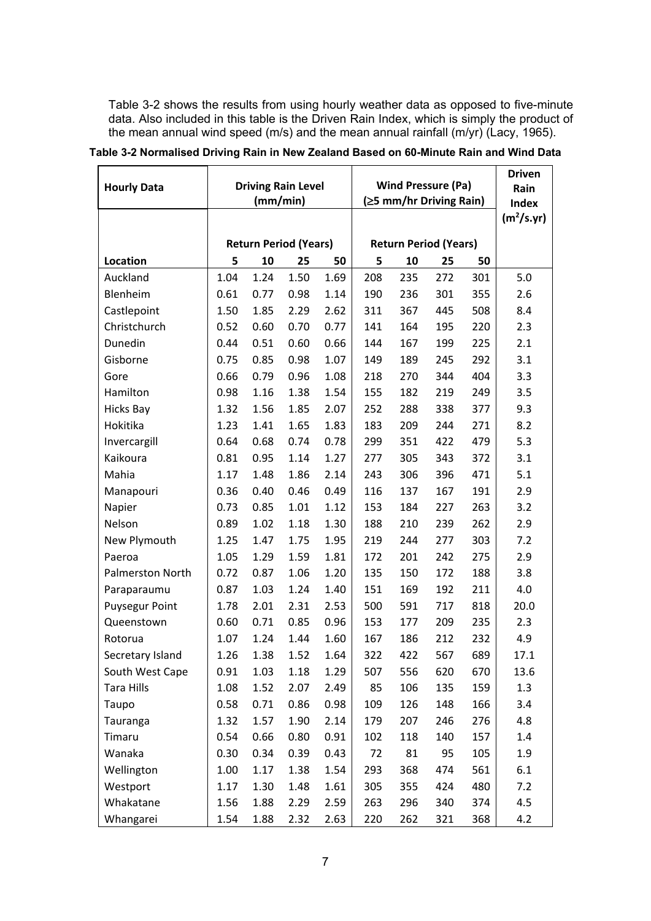Table 3-2 shows the results from using hourly weather data as opposed to five-minute data. Also included in this table is the Driven Rain Index, which is simply the product of the mean annual wind speed (m/s) and the mean annual rainfall (m/yr) (Lacy, 1965).

**Table 3-2 Normalised Driving Rain in New Zealand Based on 60-Minute Rain and Wind Data**

| Hourly Data | Driving Rain Level (mm/min) | | | | Wind Pressure (Pa) (≥5 mm/hr Driving Rain) | | | | Driven Rain Index ($m^2$/s.yr) |
|---|---|---|---|---|---|---|---|---|---|
| | Return Period (Years) | | | | Return Period (Years) | | | | |
| Location | 5 | 10 | 25 | 50 | 5 | 10 | 25 | 50 | |
| Auckland | 1.04 | 1.24 | 1.50 | 1.69 | 208 | 235 | 272 | 301 | 5.0 |
| Blenheim | 0.61 | 0.77 | 0.98 | 1.14 | 190 | 236 | 301 | 355 | 2.6 |
| Castlepoint | 1.50 | 1.85 | 2.29 | 2.62 | 311 | 367 | 445 | 508 | 8.4 |
| Christchurch | 0.52 | 0.60 | 0.70 | 0.77 | 141 | 164 | 195 | 220 | 2.3 |
| Dunedin | 0.44 | 0.51 | 0.60 | 0.66 | 144 | 167 | 199 | 225 | 2.1 |
| Gisborne | 0.75 | 0.85 | 0.98 | 1.07 | 149 | 189 | 245 | 292 | 3.1 |
| Gore | 0.66 | 0.79 | 0.96 | 1.08 | 218 | 270 | 344 | 404 | 3.3 |
| Hamilton | 0.98 | 1.16 | 1.38 | 1.54 | 155 | 182 | 219 | 249 | 3.5 |
| Hicks Bay | 1.32 | 1.56 | 1.85 | 2.07 | 252 | 288 | 338 | 377 | 9.3 |
| Hokitika | 1.23 | 1.41 | 1.65 | 1.83 | 183 | 209 | 244 | 271 | 8.2 |
| Invercargill | 0.64 | 0.68 | 0.74 | 0.78 | 299 | 351 | 422 | 479 | 5.3 |
| Kaikoura | 0.81 | 0.95 | 1.14 | 1.27 | 277 | 305 | 343 | 372 | 3.1 |
| Mahia | 1.17 | 1.48 | 1.86 | 2.14 | 243 | 306 | 396 | 471 | 5.1 |
| Manapouri | 0.36 | 0.40 | 0.46 | 0.49 | 116 | 137 | 167 | 191 | 2.9 |
| Napier | 0.73 | 0.85 | 1.01 | 1.12 | 153 | 184 | 227 | 263 | 3.2 |
| Nelson | 0.89 | 1.02 | 1.18 | 1.30 | 188 | 210 | 239 | 262 | 2.9 |
| New Plymouth | 1.25 | 1.47 | 1.75 | 1.95 | 219 | 244 | 277 | 303 | 7.2 |
| Paeroa | 1.05 | 1.29 | 1.59 | 1.81 | 172 | 201 | 242 | 275 | 2.9 |
| Palmerston North | 0.72 | 0.87 | 1.06 | 1.20 | 135 | 150 | 172 | 188 | 3.8 |
| Paraparaumu | 0.87 | 1.03 | 1.24 | 1.40 | 151 | 169 | 192 | 211 | 4.0 |
| Puysegur Point | 1.78 | 2.01 | 2.31 | 2.53 | 500 | 591 | 717 | 818 | 20.0 |
| Queenstown | 0.60 | 0.71 | 0.85 | 0.96 | 153 | 177 | 209 | 235 | 2.3 |
| Rotorua | 1.07 | 1.24 | 1.44 | 1.60 | 167 | 186 | 212 | 232 | 4.9 |
| Secretary Island | 1.26 | 1.38 | 1.52 | 1.64 | 322 | 422 | 567 | 689 | 17.1 |
| South West Cape | 0.91 | 1.03 | 1.18 | 1.29 | 507 | 556 | 620 | 670 | 13.6 |
| Tara Hills | 1.08 | 1.52 | 2.07 | 2.49 | 85 | 106 | 135 | 159 | 1.3 |
| Taupo | 0.58 | 0.71 | 0.86 | 0.98 | 109 | 126 | 148 | 166 | 3.4 |
| Tauranga | 1.32 | 1.57 | 1.90 | 2.14 | 179 | 207 | 246 | 276 | 4.8 |
| Timaru | 0.54 | 0.66 | 0.80 | 0.91 | 102 | 118 | 140 | 157 | 1.4 |
| Wanaka | 0.30 | 0.34 | 0.39 | 0.43 | 72 | 81 | 95 | 105 | 1.9 |
| Wellington | 1.00 | 1.17 | 1.38 | 1.54 | 293 | 368 | 474 | 561 | 6.1 |
| Westport | 1.17 | 1.30 | 1.48 | 1.61 | 305 | 355 | 424 | 480 | 7.2 |
| Whakatane | 1.56 | 1.88 | 2.29 | 2.59 | 263 | 296 | 340 | 374 | 4.5 |
| Whangarei | 1.54 | 1.88 | 2.32 | 2.63 | 220 | 262 | 321 | 368 | 4.2 |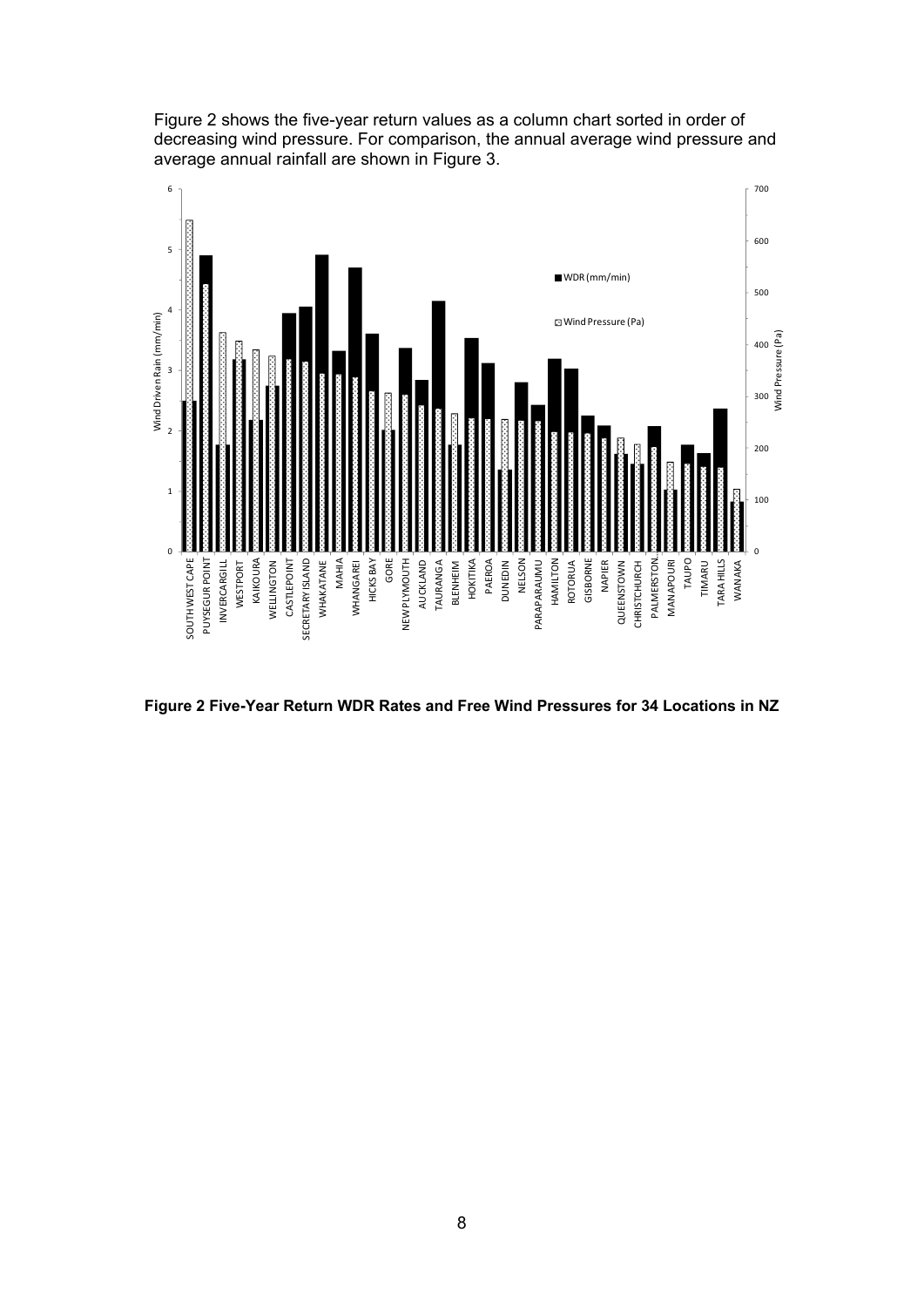Figure 2 shows the five-year return values as a column chart sorted in order of decreasing wind pressure. For comparison, the annual average wind pressure and average annual rainfall are shown in Figure 3.

**Figure 2 Five-Year Return WDR Rates and Free Wind Pressures for 34 Locations in NZ**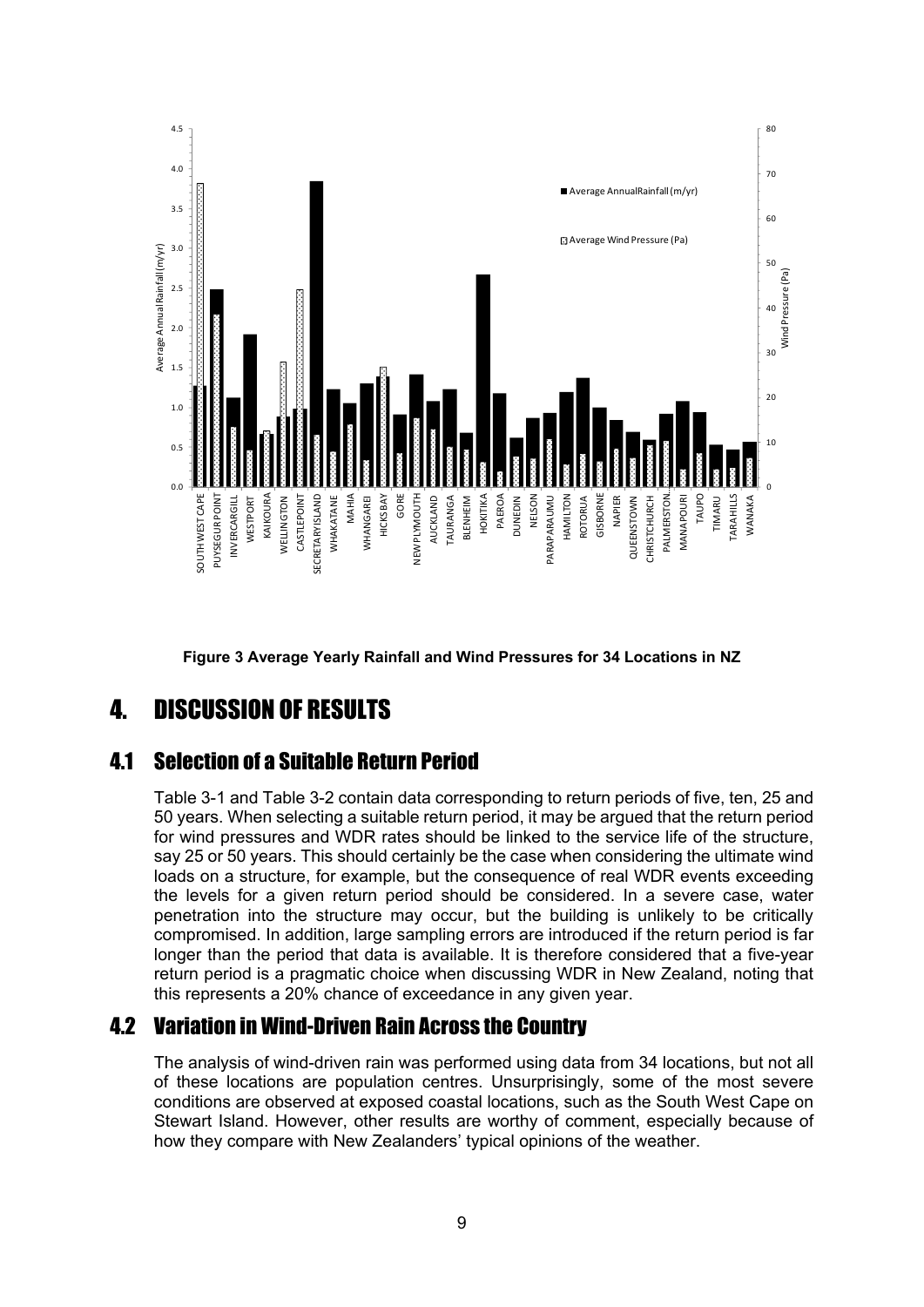**Figure 3 Average Yearly Rainfall and Wind Pressures for 34 Locations in NZ**

# 4. DISCUSSION OF RESULTS

## 4.1 Selection of a Suitable Return Period

Table 3-1 and Table 3-2 contain data corresponding to return periods of five, ten, 25 and 50 years. When selecting a suitable return period, it may be argued that the return period for wind pressures and WDR rates should be linked to the service life of the structure, say 25 or 50 years. This should certainly be the case when considering the ultimate wind loads on a structure, for example, but the consequence of real WDR events exceeding the levels for a given return period should be considered. In a severe case, water penetration into the structure may occur, but the building is unlikely to be critically compromised. In addition, large sampling errors are introduced if the return period is far longer than the period that data is available. It is therefore considered that a five-year return period is a pragmatic choice when discussing WDR in New Zealand, noting that this represents a 20% chance of exceedance in any given year.

## 4.2 Variation in Wind-Driven Rain Across the Country

The analysis of wind-driven rain was performed using data from 34 locations, but not all of these locations are population centres. Unsurprisingly, some of the most severe conditions are observed at exposed coastal locations, such as the South West Cape on Stewart Island. However, other results are worthy of comment, especially because of how they compare with New Zealanders' typical opinions of the weather.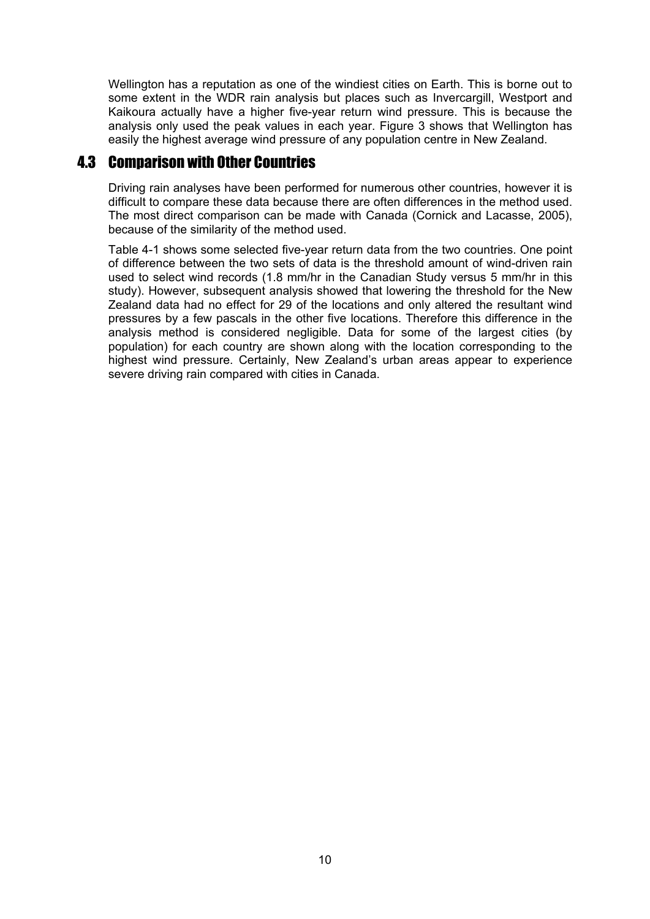Wellington has a reputation as one of the windiest cities on Earth. This is borne out to some extent in the WDR rain analysis but places such as Invercargill, Westport and Kaikoura actually have a higher five-year return wind pressure. This is because the analysis only used the peak values in each year. Figure 3 shows that Wellington has easily the highest average wind pressure of any population centre in New Zealand.

## 4.3 Comparison with Other Countries

Driving rain analyses have been performed for numerous other countries, however it is difficult to compare these data because there are often differences in the method used. The most direct comparison can be made with Canada (Cornick and Lacasse, 2005), because of the similarity of the method used.

Table 4-1 shows some selected five-year return data from the two countries. One point of difference between the two sets of data is the threshold amount of wind-driven rain used to select wind records (1.8 mm/hr in the Canadian Study versus 5 mm/hr in this study). However, subsequent analysis showed that lowering the threshold for the New Zealand data had no effect for 29 of the locations and only altered the resultant wind pressures by a few pascals in the other five locations. Therefore this difference in the analysis method is considered negligible. Data for some of the largest cities (by population) for each country are shown along with the location corresponding to the highest wind pressure. Certainly, New Zealand's urban areas appear to experience severe driving rain compared with cities in Canada.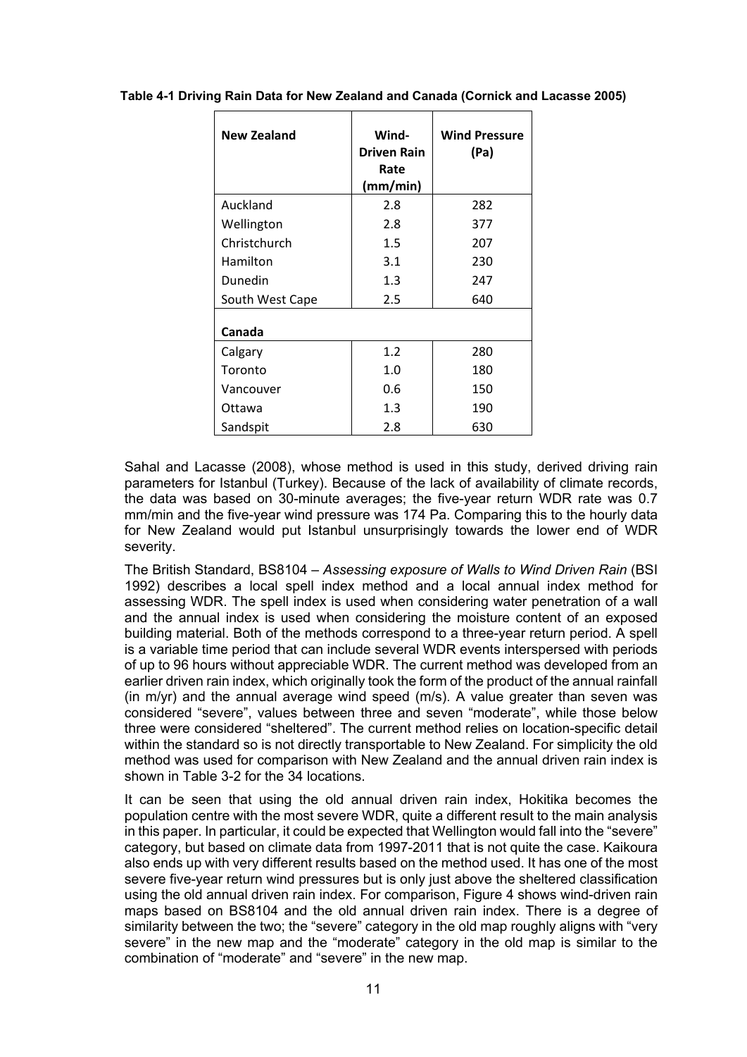**Table 4-1 Driving Rain Data for New Zealand and Canada (Cornick and Lacasse 2005)**

| New Zealand | Wind-Driven Rain Rate (mm/min) | Wind Pressure (Pa) |
|---|---|---|
| Auckland | 2.8 | 282 |
| Wellington | 2.8 | 377 |
| Christchurch | 1.5 | 207 |
| Hamilton | 3.1 | 230 |
| Dunedin | 1.3 | 247 |
| South West Cape | 2.5 | 640 |
| **Canada** | | |
| Calgary | 1.2 | 280 |
| Toronto | 1.0 | 180 |
| Vancouver | 0.6 | 150 |
| Ottawa | 1.3 | 190 |
| Sandspit | 2.8 | 630 |

Sahal and Lacasse (2008), whose method is used in this study, derived driving rain parameters for Istanbul (Turkey). Because of the lack of availability of climate records, the data was based on 30-minute averages; the five-year return WDR rate was 0.7 mm/min and the five-year wind pressure was 174 Pa. Comparing this to the hourly data for New Zealand would put Istanbul unsurprisingly towards the lower end of WDR severity.

The British Standard, BS8104 – *Assessing exposure of Walls to Wind Driven Rain* (BSI 1992) describes a local spell index method and a local annual index method for assessing WDR. The spell index is used when considering water penetration of a wall and the annual index is used when considering the moisture content of an exposed building material. Both of the methods correspond to a three-year return period. A spell is a variable time period that can include several WDR events interspersed with periods of up to 96 hours without appreciable WDR. The current method was developed from an earlier driven rain index, which originally took the form of the product of the annual rainfall (in m/yr) and the annual average wind speed (m/s). A value greater than seven was considered "severe", values between three and seven "moderate", while those below three were considered "sheltered". The current method relies on location-specific detail within the standard so is not directly transportable to New Zealand. For simplicity the old method was used for comparison with New Zealand and the annual driven rain index is shown in Table 3-2 for the 34 locations.

It can be seen that using the old annual driven rain index, Hokitika becomes the population centre with the most severe WDR, quite a different result to the main analysis in this paper. In particular, it could be expected that Wellington would fall into the "severe" category, but based on climate data from 1997-2011 that is not quite the case. Kaikoura also ends up with very different results based on the method used. It has one of the most severe five-year return wind pressures but is only just above the sheltered classification using the old annual driven rain index. For comparison, Figure 4 shows wind-driven rain maps based on BS8104 and the old annual driven rain index. There is a degree of similarity between the two; the "severe" category in the old map roughly aligns with "very severe" in the new map and the "moderate" category in the old map is similar to the combination of "moderate" and "severe" in the new map.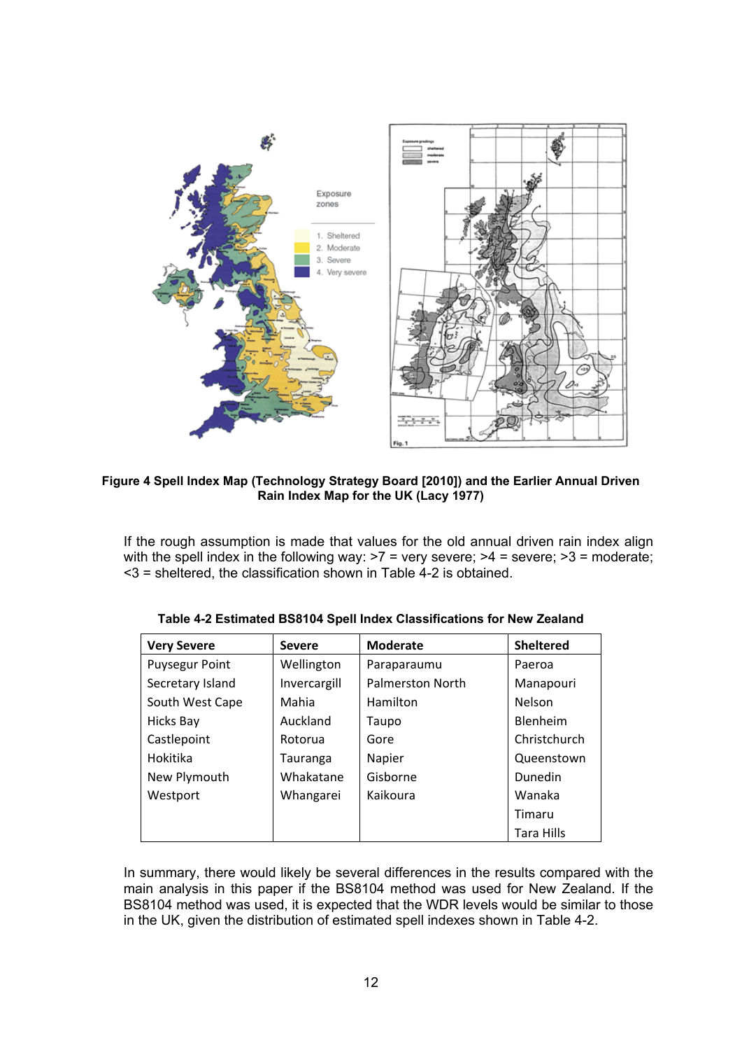**Figure 4 Spell Index Map (Technology Strategy Board [2010]) and the Earlier Annual Driven Rain Index Map for the UK (Lacy 1977)**

If the rough assumption is made that values for the old annual driven rain index align with the spell index in the following way: >7 = very severe; >4 = severe; >3 = moderate; <3 = sheltered, the classification shown in Table 4-2 is obtained.

**Table 4-2 Estimated BS8104 Spell Index Classifications for New Zealand**

| Very Severe | Severe | Moderate | Sheltered |
|---|---|---|---|
| Puysegur Point | Wellington | Paraparaumu | Paeroa |
| Secretary Island | Invercargill | Palmerston North | Manapouri |
| South West Cape | Mahia | Hamilton | Nelson |
| Hicks Bay | Auckland | Taupo | Blenheim |
| Castlepoint | Rotorua | Gore | Christchurch |
| Hokitika | Tauranga | Napier | Queenstown |
| New Plymouth | Whakatane | Gisborne | Dunedin |
| Westport | Whangarei | Kaikoura | Wanaka |
| | | | Timaru |
| | | | Tara Hills |

In summary, there would likely be several differences in the results compared with the main analysis in this paper if the BS8104 method was used for New Zealand. If the BS8104 method was used, it is expected that the WDR levels would be similar to those in the UK, given the distribution of estimated spell indexes shown in Table 4-2.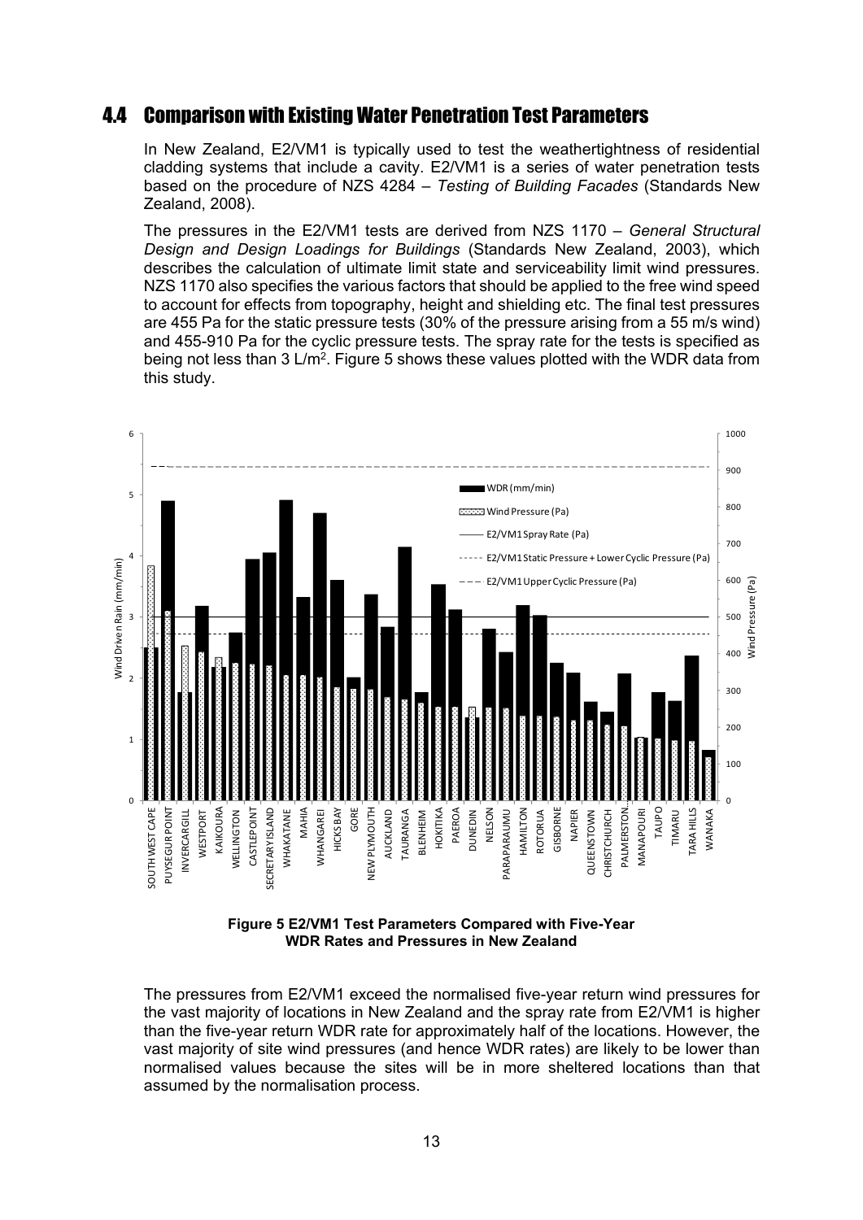## 4.4 Comparison with Existing Water Penetration Test Parameters

In New Zealand, E2/VM1 is typically used to test the weathertightness of residential cladding systems that include a cavity. E2/VM1 is a series of water penetration tests based on the procedure of NZS 4284 – *Testing of Building Facades* (Standards New Zealand, 2008).

The pressures in the E2/VM1 tests are derived from NZS 1170 – *General Structural Design and Design Loadings for Buildings* (Standards New Zealand, 2003), which describes the calculation of ultimate limit state and serviceability limit wind pressures. NZS 1170 also specifies the various factors that should be applied to the free wind speed to account for effects from topography, height and shielding etc. The final test pressures are 455 Pa for the static pressure tests (30% of the pressure arising from a 55 m/s wind) and 455-910 Pa for the cyclic pressure tests. The spray rate for the tests is specified as being not less than 3 L/m$^2$. Figure 5 shows these values plotted with the WDR data from this study.

**Figure 5 E2/VM1 Test Parameters Compared with Five-Year WDR Rates and Pressures in New Zealand**

The pressures from E2/VM1 exceed the normalised five-year return wind pressures for the vast majority of locations in New Zealand and the spray rate from E2/VM1 is higher than the five-year return WDR rate for approximately half of the locations. However, the vast majority of site wind pressures (and hence WDR rates) are likely to be lower than normalised values because the sites will be in more sheltered locations than that assumed by the normalisation process.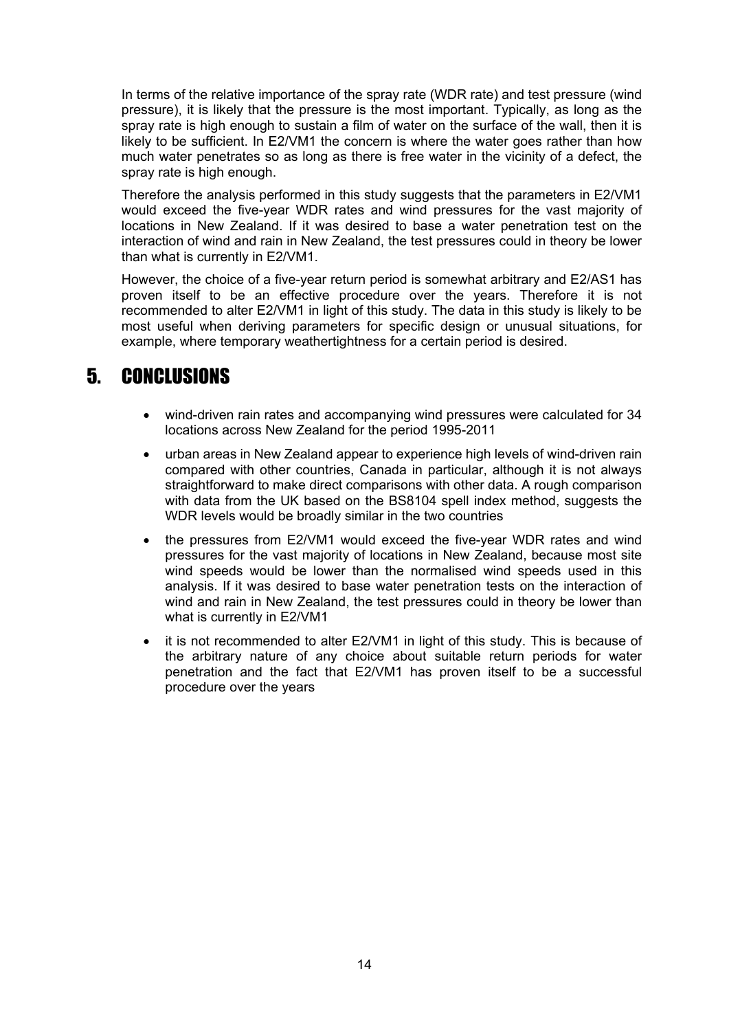In terms of the relative importance of the spray rate (WDR rate) and test pressure (wind pressure), it is likely that the pressure is the most important. Typically, as long as the spray rate is high enough to sustain a film of water on the surface of the wall, then it is likely to be sufficient. In E2/VM1 the concern is where the water goes rather than how much water penetrates so as long as there is free water in the vicinity of a defect, the spray rate is high enough.

Therefore the analysis performed in this study suggests that the parameters in E2/VM1 would exceed the five-year WDR rates and wind pressures for the vast majority of locations in New Zealand. If it was desired to base a water penetration test on the interaction of wind and rain in New Zealand, the test pressures could in theory be lower than what is currently in E2/VM1.

However, the choice of a five-year return period is somewhat arbitrary and E2/AS1 has proven itself to be an effective procedure over the years. Therefore it is not recommended to alter E2/VM1 in light of this study. The data in this study is likely to be most useful when deriving parameters for specific design or unusual situations, for example, where temporary weathertightness for a certain period is desired.

# 5. CONCLUSIONS

- wind-driven rain rates and accompanying wind pressures were calculated for 34 locations across New Zealand for the period 1995-2011
- urban areas in New Zealand appear to experience high levels of wind-driven rain compared with other countries, Canada in particular, although it is not always straightforward to make direct comparisons with other data. A rough comparison with data from the UK based on the BS8104 spell index method, suggests the WDR levels would be broadly similar in the two countries
- the pressures from E2/VM1 would exceed the five-year WDR rates and wind pressures for the vast majority of locations in New Zealand, because most site wind speeds would be lower than the normalised wind speeds used in this analysis. If it was desired to base water penetration tests on the interaction of wind and rain in New Zealand, the test pressures could in theory be lower than what is currently in E2/VM1
- it is not recommended to alter E2/VM1 in light of this study. This is because of the arbitrary nature of any choice about suitable return periods for water penetration and the fact that E2/VM1 has proven itself to be a successful procedure over the years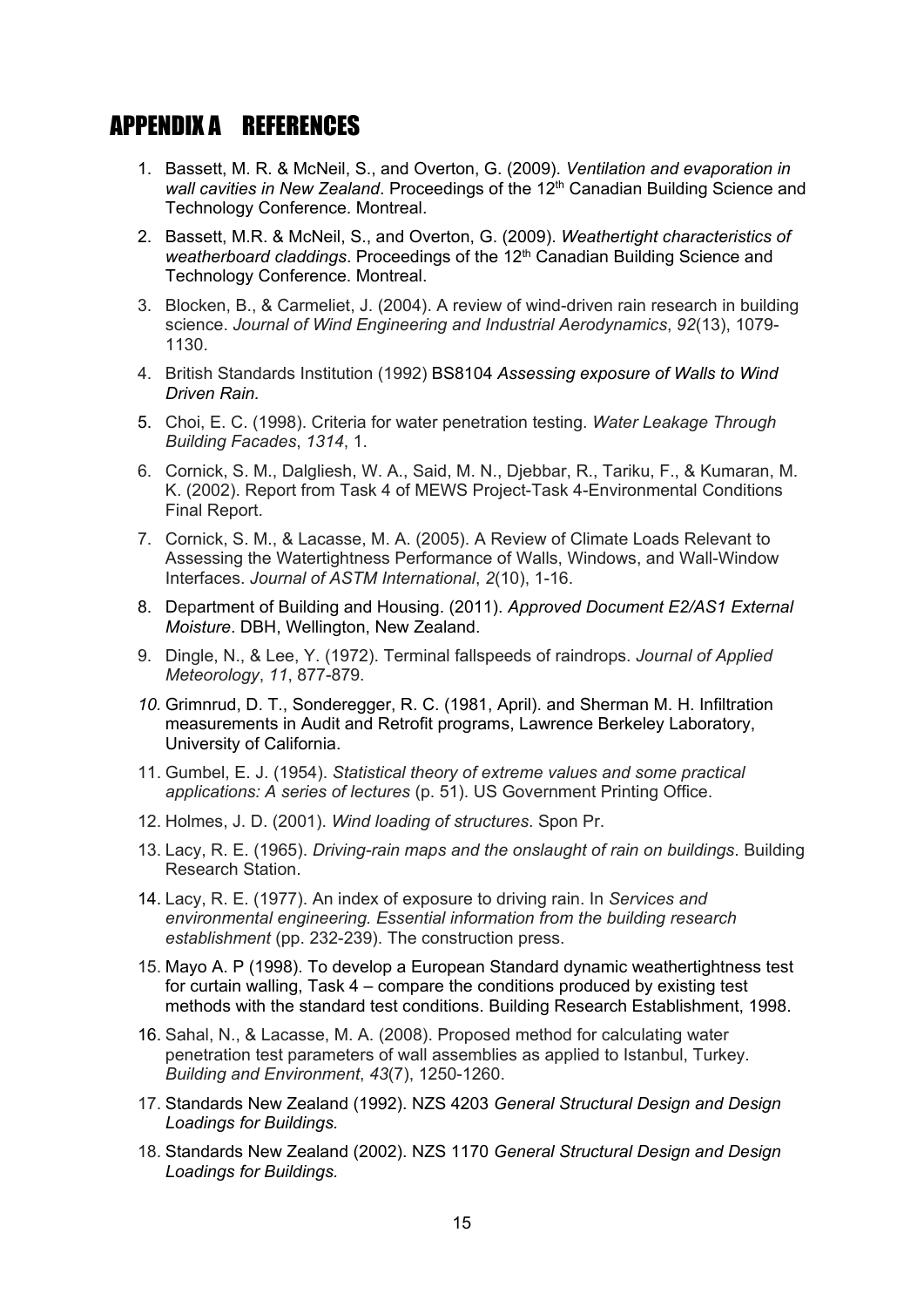# APPENDIX A REFERENCES

1. Bassett, M. R. & McNeil, S., and Overton, G. (2009). *Ventilation and evaporation in wall cavities in New Zealand*. Proceedings of the 12th Canadian Building Science and Technology Conference. Montreal.
2. Bassett, M.R. & McNeil, S., and Overton, G. (2009). *Weathertight characteristics of weatherboard claddings*. Proceedings of the 12th Canadian Building Science and Technology Conference. Montreal.
3. Blocken, B., & Carmeliet, J. (2004). A review of wind-driven rain research in building science. *Journal of Wind Engineering and Industrial Aerodynamics*, *92*(13), 1079-1130.
4. British Standards Institution (1992) BS8104 *Assessing exposure of Walls to Wind Driven Rain.*
5. Choi, E. C. (1998). Criteria for water penetration testing. *Water Leakage Through Building Facades*, *1314*, 1.
6. Cornick, S. M., Dalgliesh, W. A., Said, M. N., Djebbar, R., Tariku, F., & Kumaran, M. K. (2002). Report from Task 4 of MEWS Project-Task 4-Environmental Conditions Final Report.
7. Cornick, S. M., & Lacasse, M. A. (2005). A Review of Climate Loads Relevant to Assessing the Watertightness Performance of Walls, Windows, and Wall-Window Interfaces. *Journal of ASTM International*, *2*(10), 1-16.
8. Department of Building and Housing. (2011). *Approved Document E2/AS1 External Moisture*. DBH, Wellington, New Zealand.
9. Dingle, N., & Lee, Y. (1972). Terminal fallspeeds of raindrops. *Journal of Applied Meteorology*, *11*, 877-879.
10. Grimnrud, D. T., Sonderegger, R. C. (1981, April). and Sherman M. H. Infiltration measurements in Audit and Retrofit programs, Lawrence Berkeley Laboratory, University of California.
11. Gumbel, E. J. (1954). *Statistical theory of extreme values and some practical applications: A series of lectures* (p. 51). US Government Printing Office.
12. Holmes, J. D. (2001). *Wind loading of structures*. Spon Pr.
13. Lacy, R. E. (1965). *Driving-rain maps and the onslaught of rain on buildings*. Building Research Station.
14. Lacy, R. E. (1977). An index of exposure to driving rain. In *Services and environmental engineering. Essential information from the building research establishment* (pp. 232-239). The construction press.
15. Mayo A. P (1998). To develop a European Standard dynamic weathertightness test for curtain walling, Task 4 – compare the conditions produced by existing test methods with the standard test conditions. Building Research Establishment, 1998.
16. Sahal, N., & Lacasse, M. A. (2008). Proposed method for calculating water penetration test parameters of wall assemblies as applied to Istanbul, Turkey. *Building and Environment*, *43*(7), 1250-1260.
17. Standards New Zealand (1992). NZS 4203 *General Structural Design and Design Loadings for Buildings.*
18. Standards New Zealand (2002). NZS 1170 *General Structural Design and Design Loadings for Buildings.*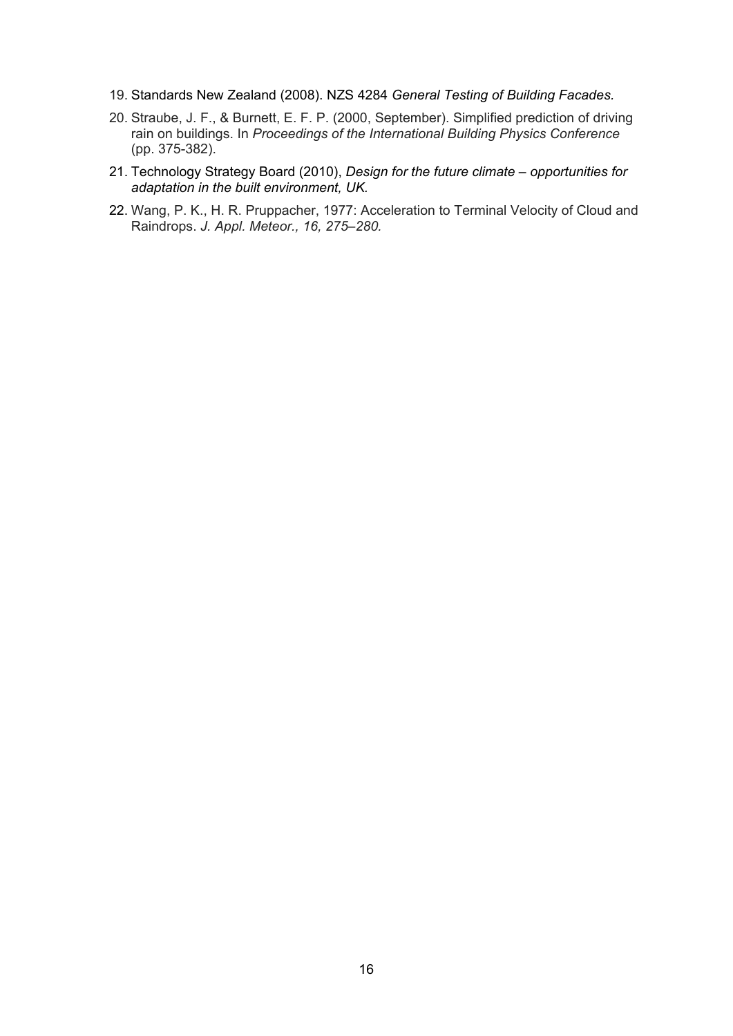19. Standards New Zealand (2008). NZS 4284 *General Testing of Building Facades.*
20. Straube, J. F., & Burnett, E. F. P. (2000, September). Simplified prediction of driving rain on buildings. In *Proceedings of the International Building Physics Conference* (pp. 375-382).
21. Technology Strategy Board (2010), *Design for the future climate – opportunities for adaptation in the built environment, UK.*
22. Wang, P. K., H. R. Pruppacher, 1977: Acceleration to Terminal Velocity of Cloud and Raindrops. *J. Appl. Meteor., 16, 275–280.*